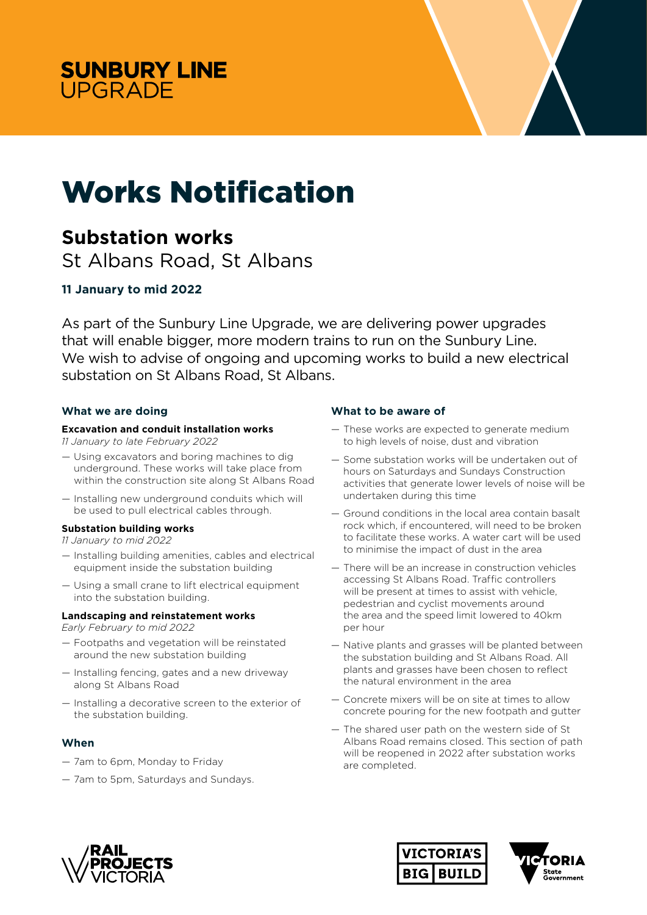**SUNBURY LINE**
UPGRADE

# Works Notification

## Substation works

St Albans Road, St Albans

**11 January to mid 2022**

As part of the Sunbury Line Upgrade, we are delivering power upgrades that will enable bigger, more modern trains to run on the Sunbury Line. We wish to advise of ongoing and upcoming works to build a new electrical substation on St Albans Road, St Albans.

### What we are doing

**Excavation and conduit installation works**
*11 January to late February 2022*

- Using excavators and boring machines to dig underground. These works will take place from within the construction site along St Albans Road
- Installing new underground conduits which will be used to pull electrical cables through.

**Substation building works**
*11 January to mid 2022*

- Installing building amenities, cables and electrical equipment inside the substation building
- Using a small crane to lift electrical equipment into the substation building.

**Landscaping and reinstatement works**
*Early February to mid 2022*

- Footpaths and vegetation will be reinstated around the new substation building
- Installing fencing, gates and a new driveway along St Albans Road
- Installing a decorative screen to the exterior of the substation building.

### When

- 7am to 6pm, Monday to Friday
- 7am to 5pm, Saturdays and Sundays.

### What to be aware of

- These works are expected to generate medium to high levels of noise, dust and vibration
- Some substation works will be undertaken out of hours on Saturdays and Sundays Construction activities that generate lower levels of noise will be undertaken during this time
- Ground conditions in the local area contain basalt rock which, if encountered, will need to be broken to facilitate these works. A water cart will be used to minimise the impact of dust in the area
- There will be an increase in construction vehicles accessing St Albans Road. Traffic controllers will be present at times to assist with vehicle, pedestrian and cyclist movements around the area and the speed limit lowered to 40km per hour
- Native plants and grasses will be planted between the substation building and St Albans Road. All plants and grasses have been chosen to reflect the natural environment in the area
- Concrete mixers will be on site at times to allow concrete pouring for the new footpath and gutter
- The shared user path on the western side of St Albans Road remains closed. This section of path will be reopened in 2022 after substation works are completed.

RAIL PROJECTS VICTORIA | VICTORIA'S BIG BUILD | VICTORIA State Government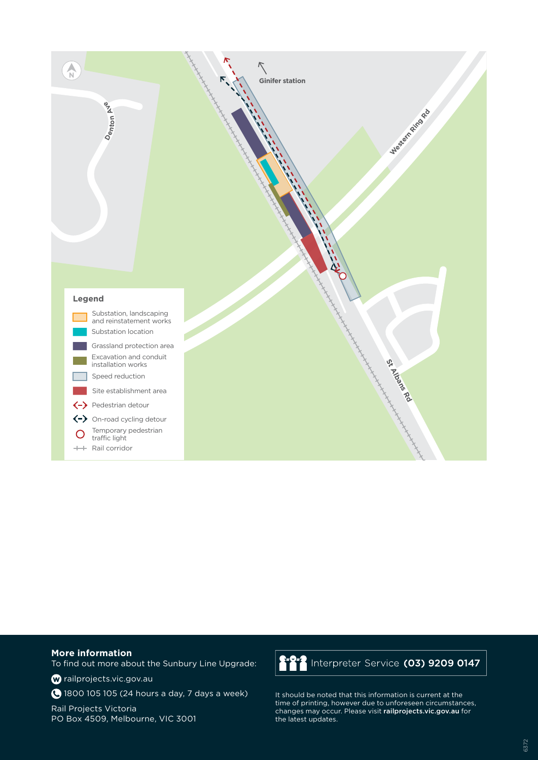Ginifer station

Denton Ave

Western Ring Rd

St Albans Rd

N

**Legend**

- Substation, landscaping and reinstatement works
- Substation location
- Grassland protection area
- Excavation and conduit installation works
- Speed reduction
- Site establishment area
- Pedestrian detour
- On-road cycling detour
- Temporary pedestrian traffic light
- Rail corridor

## More information

To find out more about the Sunbury Line Upgrade:

railprojects.vic.gov.au

1800 105 105 (24 hours a day, 7 days a week)

Rail Projects Victoria
PO Box 4509, Melbourne, VIC 3001

Interpreter Service **(03) 9209 0147**

It should be noted that this information is current at the time of printing, however due to unforeseen circumstances, changes may occur. Please visit **railprojects.vic.gov.au** for the latest updates.

6372